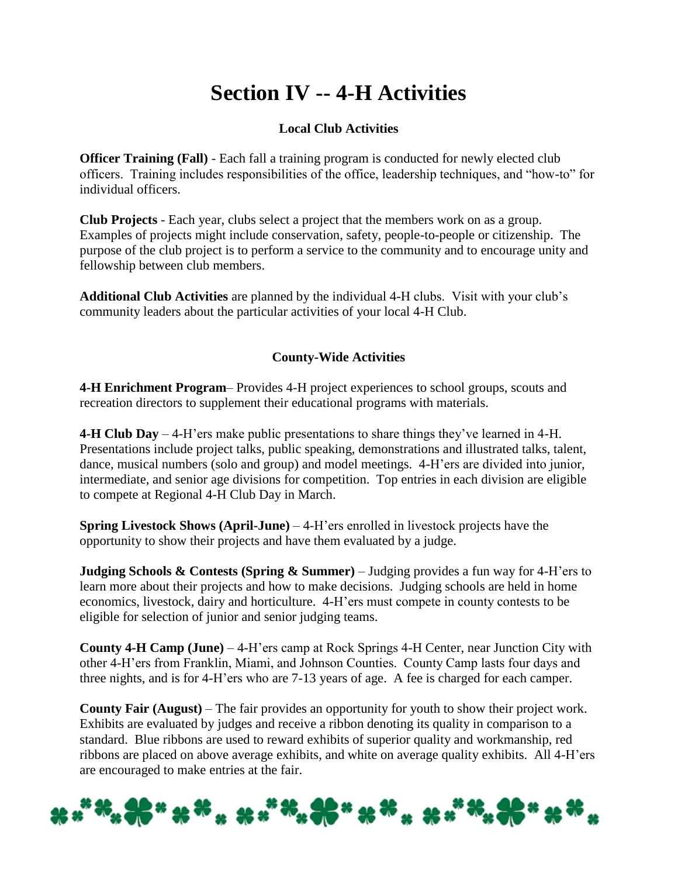# Section IV -- 4-H Activities

### Local Club Activities

**Officer Training (Fall)** - Each fall a training program is conducted for newly elected club officers. Training includes responsibilities of the office, leadership techniques, and "how-to" for individual officers.

**Club Projects** - Each year, clubs select a project that the members work on as a group. Examples of projects might include conservation, safety, people-to-people or citizenship. The purpose of the club project is to perform a service to the community and to encourage unity and fellowship between club members.

**Additional Club Activities** are planned by the individual 4-H clubs. Visit with your club's community leaders about the particular activities of your local 4-H Club.

### County-Wide Activities

**4-H Enrichment Program**– Provides 4-H project experiences to school groups, scouts and recreation directors to supplement their educational programs with materials.

**4-H Club Day** – 4-H'ers make public presentations to share things they've learned in 4-H. Presentations include project talks, public speaking, demonstrations and illustrated talks, talent, dance, musical numbers (solo and group) and model meetings. 4-H'ers are divided into junior, intermediate, and senior age divisions for competition. Top entries in each division are eligible to compete at Regional 4-H Club Day in March.

**Spring Livestock Shows (April-June)** – 4-H'ers enrolled in livestock projects have the opportunity to show their projects and have them evaluated by a judge.

**Judging Schools & Contests (Spring & Summer)** – Judging provides a fun way for 4-H'ers to learn more about their projects and how to make decisions. Judging schools are held in home economics, livestock, dairy and horticulture. 4-H'ers must compete in county contests to be eligible for selection of junior and senior judging teams.

**County 4-H Camp (June)** – 4-H'ers camp at Rock Springs 4-H Center, near Junction City with other 4-H'ers from Franklin, Miami, and Johnson Counties. County Camp lasts four days and three nights, and is for 4-H'ers who are 7-13 years of age. A fee is charged for each camper.

**County Fair (August)** – The fair provides an opportunity for youth to show their project work. Exhibits are evaluated by judges and receive a ribbon denoting its quality in comparison to a standard. Blue ribbons are used to reward exhibits of superior quality and workmanship, red ribbons are placed on above average exhibits, and white on average quality exhibits. All 4-H'ers are encouraged to make entries at the fair.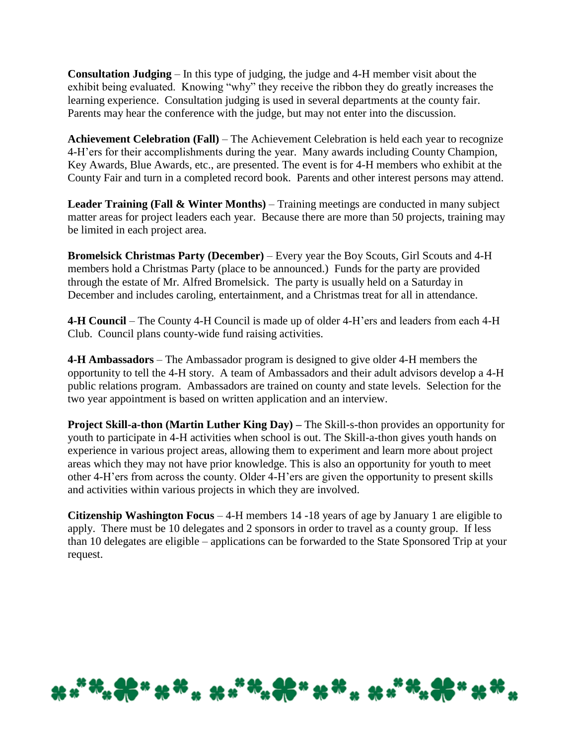**Consultation Judging** – In this type of judging, the judge and 4-H member visit about the exhibit being evaluated. Knowing "why" they receive the ribbon they do greatly increases the learning experience. Consultation judging is used in several departments at the county fair. Parents may hear the conference with the judge, but may not enter into the discussion.

**Achievement Celebration (Fall)** – The Achievement Celebration is held each year to recognize 4-H'ers for their accomplishments during the year. Many awards including County Champion, Key Awards, Blue Awards, etc., are presented. The event is for 4-H members who exhibit at the County Fair and turn in a completed record book. Parents and other interest persons may attend.

**Leader Training (Fall & Winter Months)** – Training meetings are conducted in many subject matter areas for project leaders each year. Because there are more than 50 projects, training may be limited in each project area.

**Bromelsick Christmas Party (December)** – Every year the Boy Scouts, Girl Scouts and 4-H members hold a Christmas Party (place to be announced.) Funds for the party are provided through the estate of Mr. Alfred Bromelsick. The party is usually held on a Saturday in December and includes caroling, entertainment, and a Christmas treat for all in attendance.

**4-H Council** – The County 4-H Council is made up of older 4-H'ers and leaders from each 4-H Club. Council plans county-wide fund raising activities.

**4-H Ambassadors** – The Ambassador program is designed to give older 4-H members the opportunity to tell the 4-H story. A team of Ambassadors and their adult advisors develop a 4-H public relations program. Ambassadors are trained on county and state levels. Selection for the two year appointment is based on written application and an interview.

**Project Skill-a-thon (Martin Luther King Day) –** The Skill-s-thon provides an opportunity for youth to participate in 4-H activities when school is out. The Skill-a-thon gives youth hands on experience in various project areas, allowing them to experiment and learn more about project areas which they may not have prior knowledge. This is also an opportunity for youth to meet other 4-H'ers from across the county. Older 4-H'ers are given the opportunity to present skills and activities within various projects in which they are involved.

**Citizenship Washington Focus** – 4-H members 14 -18 years of age by January 1 are eligible to apply. There must be 10 delegates and 2 sponsors in order to travel as a county group. If less than 10 delegates are eligible – applications can be forwarded to the State Sponsored Trip at your request.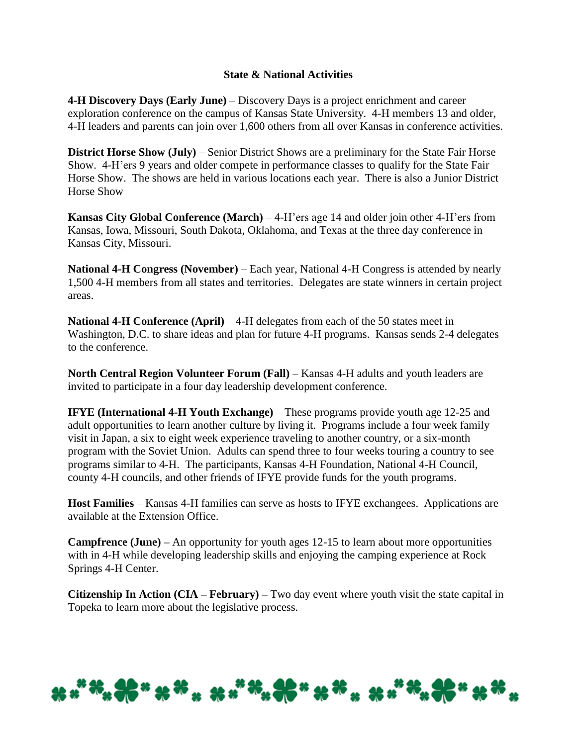## State & National Activities

**4-H Discovery Days (Early June)** – Discovery Days is a project enrichment and career exploration conference on the campus of Kansas State University. 4-H members 13 and older, 4-H leaders and parents can join over 1,600 others from all over Kansas in conference activities.

**District Horse Show (July)** – Senior District Shows are a preliminary for the State Fair Horse Show. 4-H'ers 9 years and older compete in performance classes to qualify for the State Fair Horse Show. The shows are held in various locations each year. There is also a Junior District Horse Show

**Kansas City Global Conference (March)** – 4-H'ers age 14 and older join other 4-H'ers from Kansas, Iowa, Missouri, South Dakota, Oklahoma, and Texas at the three day conference in Kansas City, Missouri.

**National 4-H Congress (November)** – Each year, National 4-H Congress is attended by nearly 1,500 4-H members from all states and territories. Delegates are state winners in certain project areas.

**National 4-H Conference (April)** – 4-H delegates from each of the 50 states meet in Washington, D.C. to share ideas and plan for future 4-H programs. Kansas sends 2-4 delegates to the conference.

**North Central Region Volunteer Forum (Fall)** – Kansas 4-H adults and youth leaders are invited to participate in a four day leadership development conference.

**IFYE (International 4-H Youth Exchange)** – These programs provide youth age 12-25 and adult opportunities to learn another culture by living it. Programs include a four week family visit in Japan, a six to eight week experience traveling to another country, or a six-month program with the Soviet Union. Adults can spend three to four weeks touring a country to see programs similar to 4-H. The participants, Kansas 4-H Foundation, National 4-H Council, county 4-H councils, and other friends of IFYE provide funds for the youth programs.

**Host Families** – Kansas 4-H families can serve as hosts to IFYE exchangees. Applications are available at the Extension Office.

**Campfrence (June) –** An opportunity for youth ages 12-15 to learn about more opportunities with in 4-H while developing leadership skills and enjoying the camping experience at Rock Springs 4-H Center.

**Citizenship In Action (CIA – February) –** Two day event where youth visit the state capital in Topeka to learn more about the legislative process.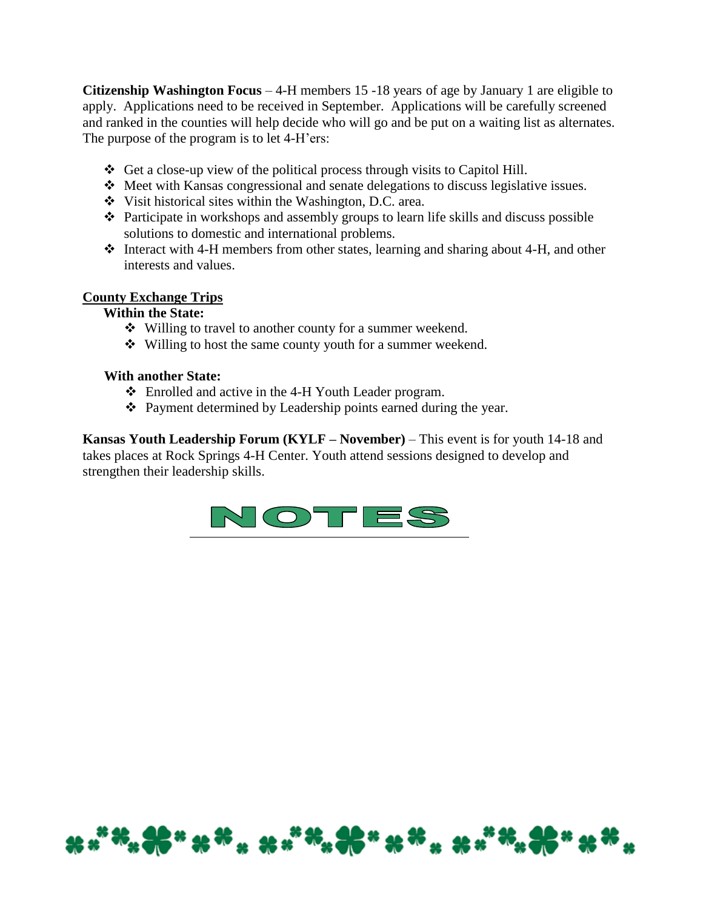**Citizenship Washington Focus** – 4-H members 15 -18 years of age by January 1 are eligible to apply. Applications need to be received in September. Applications will be carefully screened and ranked in the counties will help decide who will go and be put on a waiting list as alternates. The purpose of the program is to let 4-H'ers:

- Get a close-up view of the political process through visits to Capitol Hill.
- Meet with Kansas congressional and senate delegations to discuss legislative issues.
- Visit historical sites within the Washington, D.C. area.
- Participate in workshops and assembly groups to learn life skills and discuss possible solutions to domestic and international problems.
- Interact with 4-H members from other states, learning and sharing about 4-H, and other interests and values.

**County Exchange Trips**

**Within the State:**

- Willing to travel to another county for a summer weekend.
- Willing to host the same county youth for a summer weekend.

**With another State:**

- Enrolled and active in the 4-H Youth Leader program.
- Payment determined by Leadership points earned during the year.

**Kansas Youth Leadership Forum (KYLF – November)** – This event is for youth 14-18 and takes places at Rock Springs 4-H Center. Youth attend sessions designed to develop and strengthen their leadership skills.

## NOTES